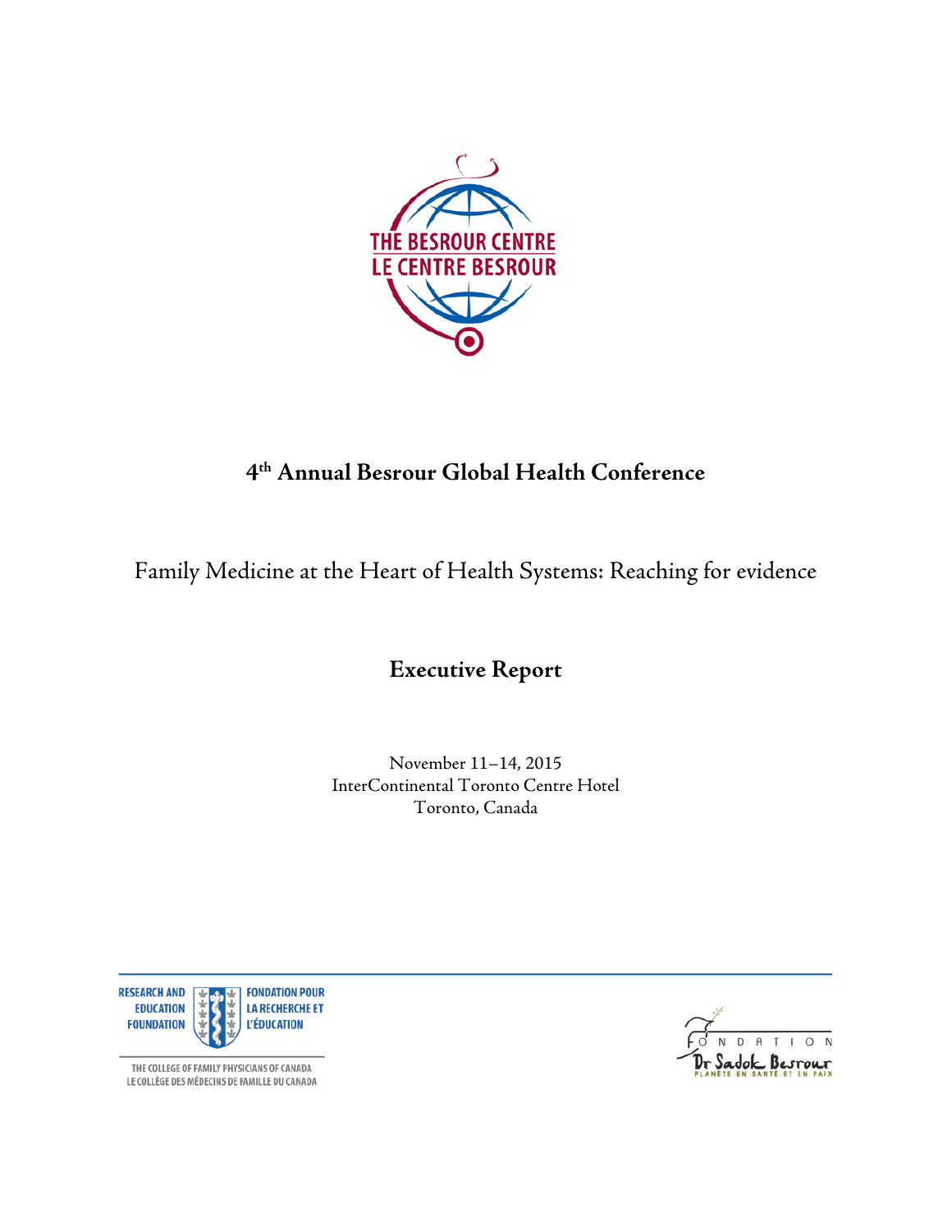THE BESROUR CENTRE
LE CENTRE BESROUR

# 4th Annual Besrour Global Health Conference

## Family Medicine at the Heart of Health Systems: Reaching for evidence

## Executive Report

November 11–14, 2015
InterContinental Toronto Centre Hotel
Toronto, Canada

RESEARCH AND EDUCATION FOUNDATION
FONDATION POUR LA RECHERCHE ET L'ÉDUCATION
THE COLLEGE OF FAMILY PHYSICIANS OF CANADA
LE COLLÈGE DES MÉDECINS DE FAMILLE DU CANADA

FONDATION
Dr Sadok Besrour
PLANÈTE EN SANTÉ ET EN PAIX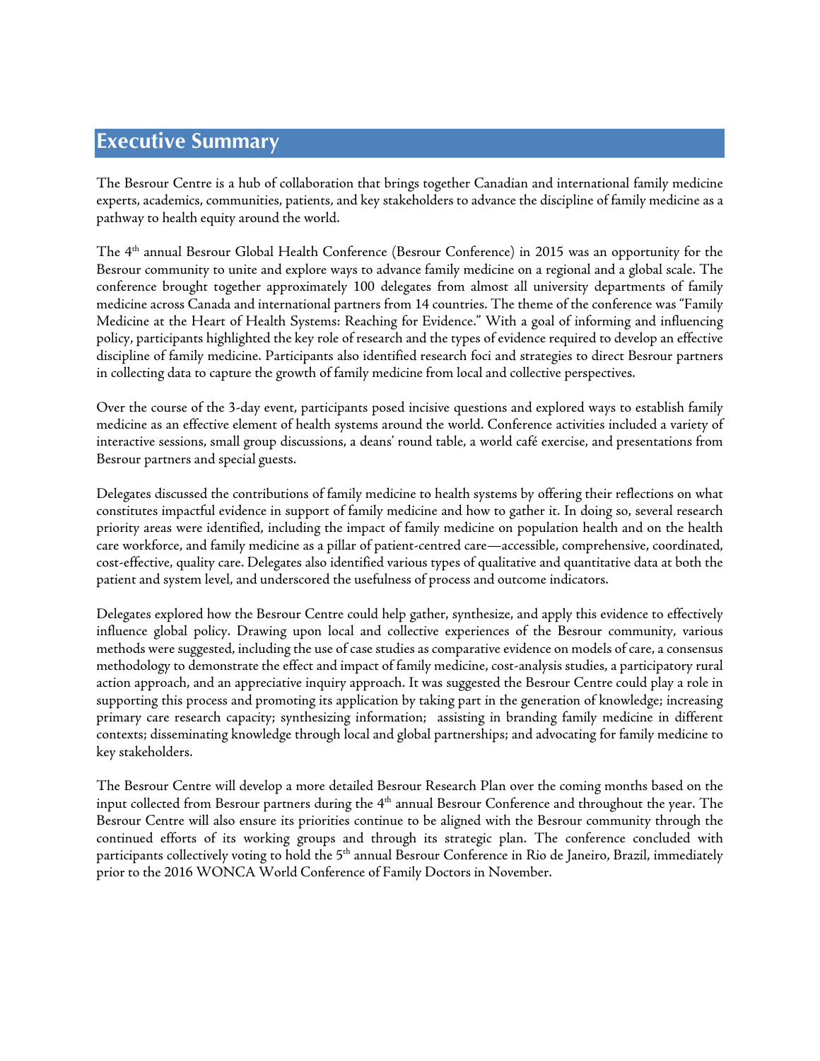## Executive Summary

The Besrour Centre is a hub of collaboration that brings together Canadian and international family medicine experts, academics, communities, patients, and key stakeholders to advance the discipline of family medicine as a pathway to health equity around the world.

The 4th annual Besrour Global Health Conference (Besrour Conference) in 2015 was an opportunity for the Besrour community to unite and explore ways to advance family medicine on a regional and a global scale. The conference brought together approximately 100 delegates from almost all university departments of family medicine across Canada and international partners from 14 countries. The theme of the conference was "Family Medicine at the Heart of Health Systems: Reaching for Evidence." With a goal of informing and influencing policy, participants highlighted the key role of research and the types of evidence required to develop an effective discipline of family medicine. Participants also identified research foci and strategies to direct Besrour partners in collecting data to capture the growth of family medicine from local and collective perspectives.

Over the course of the 3-day event, participants posed incisive questions and explored ways to establish family medicine as an effective element of health systems around the world. Conference activities included a variety of interactive sessions, small group discussions, a deans' round table, a world café exercise, and presentations from Besrour partners and special guests.

Delegates discussed the contributions of family medicine to health systems by offering their reflections on what constitutes impactful evidence in support of family medicine and how to gather it. In doing so, several research priority areas were identified, including the impact of family medicine on population health and on the health care workforce, and family medicine as a pillar of patient-centred care—accessible, comprehensive, coordinated, cost-effective, quality care. Delegates also identified various types of qualitative and quantitative data at both the patient and system level, and underscored the usefulness of process and outcome indicators.

Delegates explored how the Besrour Centre could help gather, synthesize, and apply this evidence to effectively influence global policy. Drawing upon local and collective experiences of the Besrour community, various methods were suggested, including the use of case studies as comparative evidence on models of care, a consensus methodology to demonstrate the effect and impact of family medicine, cost-analysis studies, a participatory rural action approach, and an appreciative inquiry approach. It was suggested the Besrour Centre could play a role in supporting this process and promoting its application by taking part in the generation of knowledge; increasing primary care research capacity; synthesizing information; assisting in branding family medicine in different contexts; disseminating knowledge through local and global partnerships; and advocating for family medicine to key stakeholders.

The Besrour Centre will develop a more detailed Besrour Research Plan over the coming months based on the input collected from Besrour partners during the 4th annual Besrour Conference and throughout the year. The Besrour Centre will also ensure its priorities continue to be aligned with the Besrour community through the continued efforts of its working groups and through its strategic plan. The conference concluded with participants collectively voting to hold the 5th annual Besrour Conference in Rio de Janeiro, Brazil, immediately prior to the 2016 WONCA World Conference of Family Doctors in November.